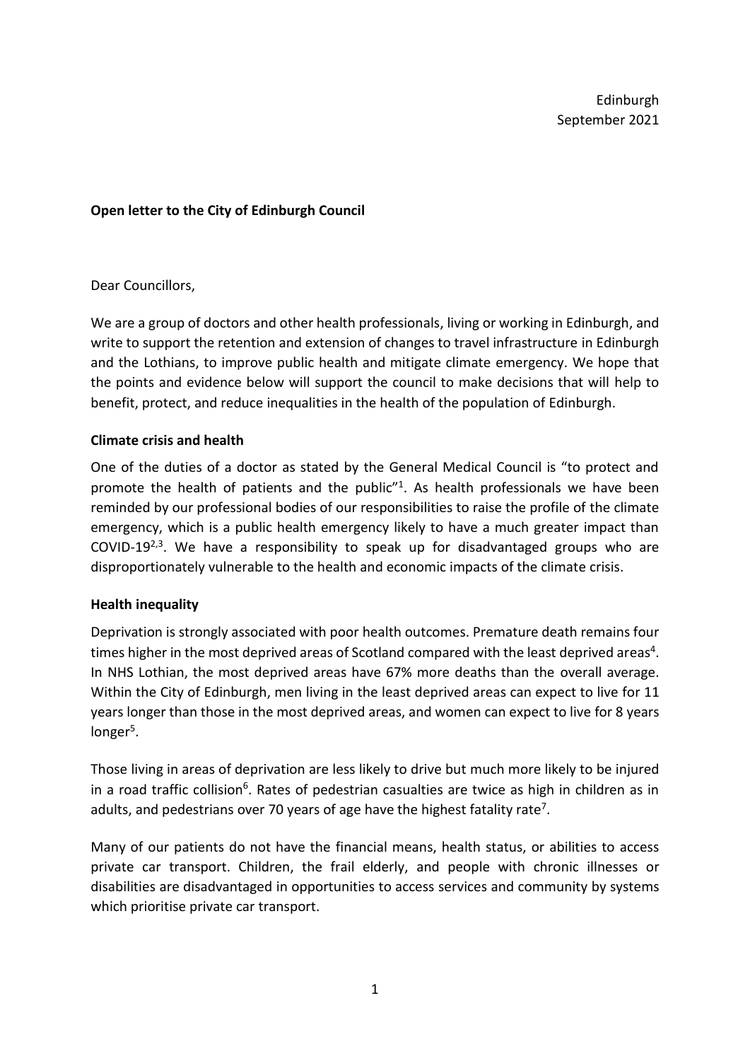Edinburgh
September 2021

**Open letter to the City of Edinburgh Council**

Dear Councillors,

We are a group of doctors and other health professionals, living or working in Edinburgh, and write to support the retention and extension of changes to travel infrastructure in Edinburgh and the Lothians, to improve public health and mitigate climate emergency. We hope that the points and evidence below will support the council to make decisions that will help to benefit, protect, and reduce inequalities in the health of the population of Edinburgh.

**Climate crisis and health**

One of the duties of a doctor as stated by the General Medical Council is "to protect and promote the health of patients and the public"[1]. As health professionals we have been reminded by our professional bodies of our responsibilities to raise the profile of the climate emergency, which is a public health emergency likely to have a much greater impact than COVID-19[2,3]. We have a responsibility to speak up for disadvantaged groups who are disproportionately vulnerable to the health and economic impacts of the climate crisis.

**Health inequality**

Deprivation is strongly associated with poor health outcomes. Premature death remains four times higher in the most deprived areas of Scotland compared with the least deprived areas[4]. In NHS Lothian, the most deprived areas have 67% more deaths than the overall average. Within the City of Edinburgh, men living in the least deprived areas can expect to live for 11 years longer than those in the most deprived areas, and women can expect to live for 8 years longer[5].

Those living in areas of deprivation are less likely to drive but much more likely to be injured in a road traffic collision[6]. Rates of pedestrian casualties are twice as high in children as in adults, and pedestrians over 70 years of age have the highest fatality rate[7].

Many of our patients do not have the financial means, health status, or abilities to access private car transport. Children, the frail elderly, and people with chronic illnesses or disabilities are disadvantaged in opportunities to access services and community by systems which prioritise private car transport.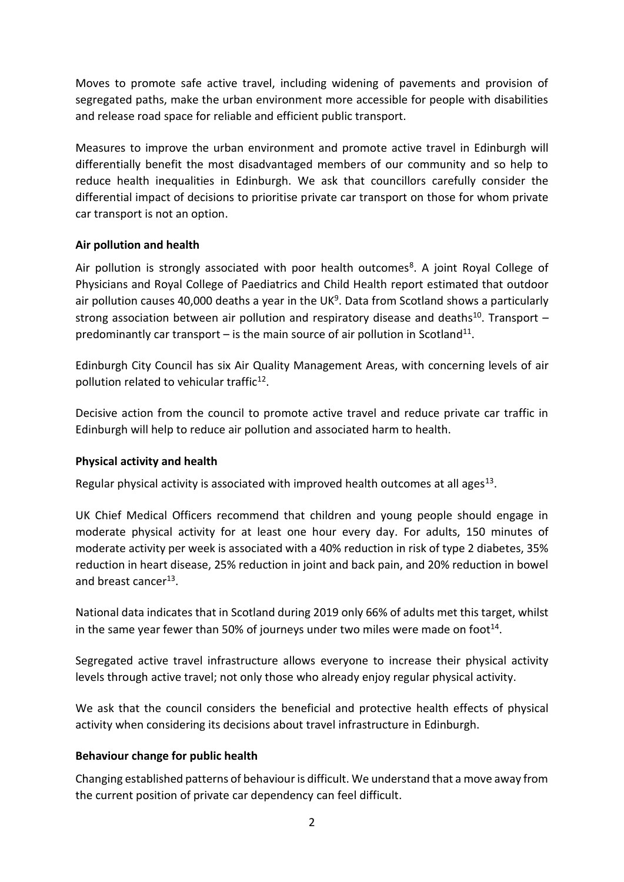Moves to promote safe active travel, including widening of pavements and provision of segregated paths, make the urban environment more accessible for people with disabilities and release road space for reliable and efficient public transport.

Measures to improve the urban environment and promote active travel in Edinburgh will differentially benefit the most disadvantaged members of our community and so help to reduce health inequalities in Edinburgh. We ask that councillors carefully consider the differential impact of decisions to prioritise private car transport on those for whom private car transport is not an option.

**Air pollution and health**

Air pollution is strongly associated with poor health outcomes[8]. A joint Royal College of Physicians and Royal College of Paediatrics and Child Health report estimated that outdoor air pollution causes 40,000 deaths a year in the UK[9]. Data from Scotland shows a particularly strong association between air pollution and respiratory disease and deaths[10]. Transport – predominantly car transport – is the main source of air pollution in Scotland[11].

Edinburgh City Council has six Air Quality Management Areas, with concerning levels of air pollution related to vehicular traffic[12].

Decisive action from the council to promote active travel and reduce private car traffic in Edinburgh will help to reduce air pollution and associated harm to health.

**Physical activity and health**

Regular physical activity is associated with improved health outcomes at all ages[13].

UK Chief Medical Officers recommend that children and young people should engage in moderate physical activity for at least one hour every day. For adults, 150 minutes of moderate activity per week is associated with a 40% reduction in risk of type 2 diabetes, 35% reduction in heart disease, 25% reduction in joint and back pain, and 20% reduction in bowel and breast cancer[13].

National data indicates that in Scotland during 2019 only 66% of adults met this target, whilst in the same year fewer than 50% of journeys under two miles were made on foot[14].

Segregated active travel infrastructure allows everyone to increase their physical activity levels through active travel; not only those who already enjoy regular physical activity.

We ask that the council considers the beneficial and protective health effects of physical activity when considering its decisions about travel infrastructure in Edinburgh.

**Behaviour change for public health**

Changing established patterns of behaviour is difficult. We understand that a move away from the current position of private car dependency can feel difficult.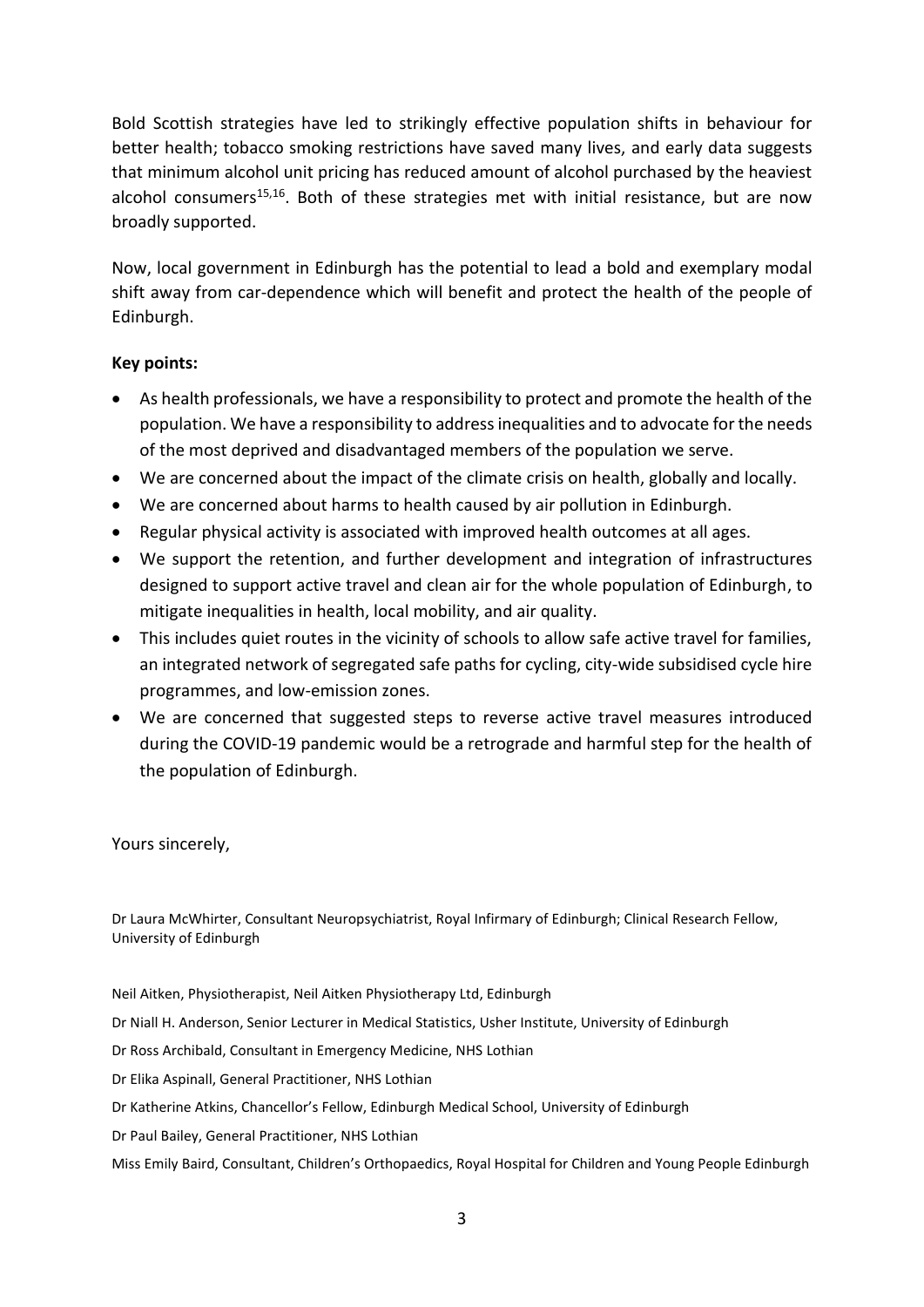Bold Scottish strategies have led to strikingly effective population shifts in behaviour for better health; tobacco smoking restrictions have saved many lives, and early data suggests that minimum alcohol unit pricing has reduced amount of alcohol purchased by the heaviest alcohol consumers[15,16]. Both of these strategies met with initial resistance, but are now broadly supported.

Now, local government in Edinburgh has the potential to lead a bold and exemplary modal shift away from car-dependence which will benefit and protect the health of the people of Edinburgh.

**Key points:**

- As health professionals, we have a responsibility to protect and promote the health of the population. We have a responsibility to address inequalities and to advocate for the needs of the most deprived and disadvantaged members of the population we serve.
- We are concerned about the impact of the climate crisis on health, globally and locally.
- We are concerned about harms to health caused by air pollution in Edinburgh.
- Regular physical activity is associated with improved health outcomes at all ages.
- We support the retention, and further development and integration of infrastructures designed to support active travel and clean air for the whole population of Edinburgh, to mitigate inequalities in health, local mobility, and air quality.
- This includes quiet routes in the vicinity of schools to allow safe active travel for families, an integrated network of segregated safe paths for cycling, city-wide subsidised cycle hire programmes, and low-emission zones.
- We are concerned that suggested steps to reverse active travel measures introduced during the COVID-19 pandemic would be a retrograde and harmful step for the health of the population of Edinburgh.

Yours sincerely,

Dr Laura McWhirter, Consultant Neuropsychiatrist, Royal Infirmary of Edinburgh; Clinical Research Fellow, University of Edinburgh

Neil Aitken, Physiotherapist, Neil Aitken Physiotherapy Ltd, Edinburgh

Dr Niall H. Anderson, Senior Lecturer in Medical Statistics, Usher Institute, University of Edinburgh

Dr Ross Archibald, Consultant in Emergency Medicine, NHS Lothian

Dr Elika Aspinall, General Practitioner, NHS Lothian

Dr Katherine Atkins, Chancellor's Fellow, Edinburgh Medical School, University of Edinburgh

Dr Paul Bailey, General Practitioner, NHS Lothian

Miss Emily Baird, Consultant, Children's Orthopaedics, Royal Hospital for Children and Young People Edinburgh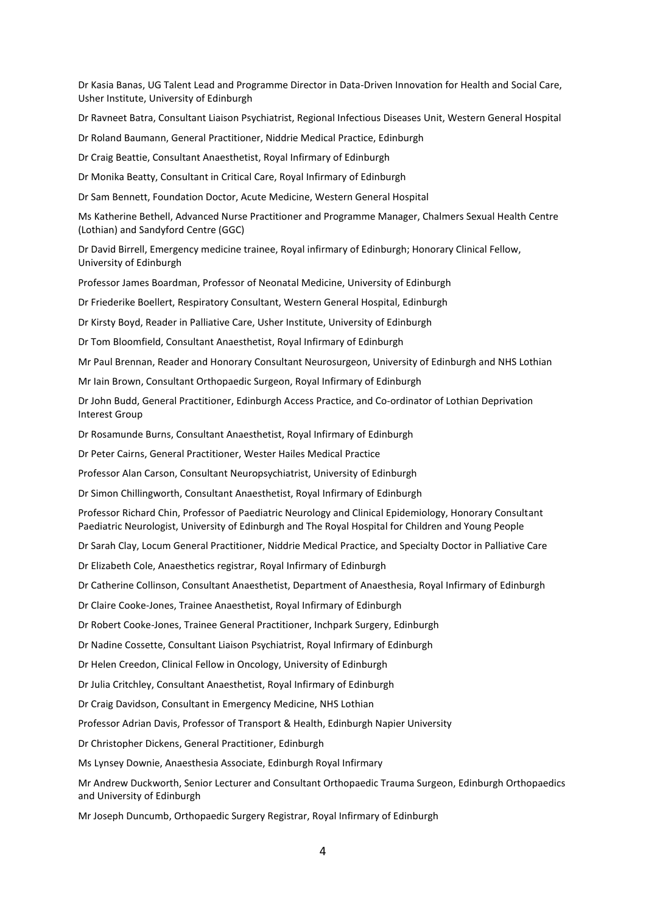Dr Kasia Banas, UG Talent Lead and Programme Director in Data-Driven Innovation for Health and Social Care, Usher Institute, University of Edinburgh

Dr Ravneet Batra, Consultant Liaison Psychiatrist, Regional Infectious Diseases Unit, Western General Hospital

Dr Roland Baumann, General Practitioner, Niddrie Medical Practice, Edinburgh

Dr Craig Beattie, Consultant Anaesthetist, Royal Infirmary of Edinburgh

Dr Monika Beatty, Consultant in Critical Care, Royal Infirmary of Edinburgh

Dr Sam Bennett, Foundation Doctor, Acute Medicine, Western General Hospital

Ms Katherine Bethell, Advanced Nurse Practitioner and Programme Manager, Chalmers Sexual Health Centre (Lothian) and Sandyford Centre (GGC)

Dr David Birrell, Emergency medicine trainee, Royal infirmary of Edinburgh; Honorary Clinical Fellow, University of Edinburgh

Professor James Boardman, Professor of Neonatal Medicine, University of Edinburgh

Dr Friederike Boellert, Respiratory Consultant, Western General Hospital, Edinburgh

Dr Kirsty Boyd, Reader in Palliative Care, Usher Institute, University of Edinburgh

Dr Tom Bloomfield, Consultant Anaesthetist, Royal Infirmary of Edinburgh

Mr Paul Brennan, Reader and Honorary Consultant Neurosurgeon, University of Edinburgh and NHS Lothian

Mr Iain Brown, Consultant Orthopaedic Surgeon, Royal Infirmary of Edinburgh

Dr John Budd, General Practitioner, Edinburgh Access Practice, and Co-ordinator of Lothian Deprivation Interest Group

Dr Rosamunde Burns, Consultant Anaesthetist, Royal Infirmary of Edinburgh

Dr Peter Cairns, General Practitioner, Wester Hailes Medical Practice

Professor Alan Carson, Consultant Neuropsychiatrist, University of Edinburgh

Dr Simon Chillingworth, Consultant Anaesthetist, Royal Infirmary of Edinburgh

Professor Richard Chin, Professor of Paediatric Neurology and Clinical Epidemiology, Honorary Consultant Paediatric Neurologist, University of Edinburgh and The Royal Hospital for Children and Young People

Dr Sarah Clay, Locum General Practitioner, Niddrie Medical Practice, and Specialty Doctor in Palliative Care

Dr Elizabeth Cole, Anaesthetics registrar, Royal Infirmary of Edinburgh

Dr Catherine Collinson, Consultant Anaesthetist, Department of Anaesthesia, Royal Infirmary of Edinburgh

Dr Claire Cooke-Jones, Trainee Anaesthetist, Royal Infirmary of Edinburgh

Dr Robert Cooke-Jones, Trainee General Practitioner, Inchpark Surgery, Edinburgh

Dr Nadine Cossette, Consultant Liaison Psychiatrist, Royal Infirmary of Edinburgh

Dr Helen Creedon, Clinical Fellow in Oncology, University of Edinburgh

Dr Julia Critchley, Consultant Anaesthetist, Royal Infirmary of Edinburgh

Dr Craig Davidson, Consultant in Emergency Medicine, NHS Lothian

Professor Adrian Davis, Professor of Transport & Health, Edinburgh Napier University

Dr Christopher Dickens, General Practitioner, Edinburgh

Ms Lynsey Downie, Anaesthesia Associate, Edinburgh Royal Infirmary

Mr Andrew Duckworth, Senior Lecturer and Consultant Orthopaedic Trauma Surgeon, Edinburgh Orthopaedics and University of Edinburgh

Mr Joseph Duncumb, Orthopaedic Surgery Registrar, Royal Infirmary of Edinburgh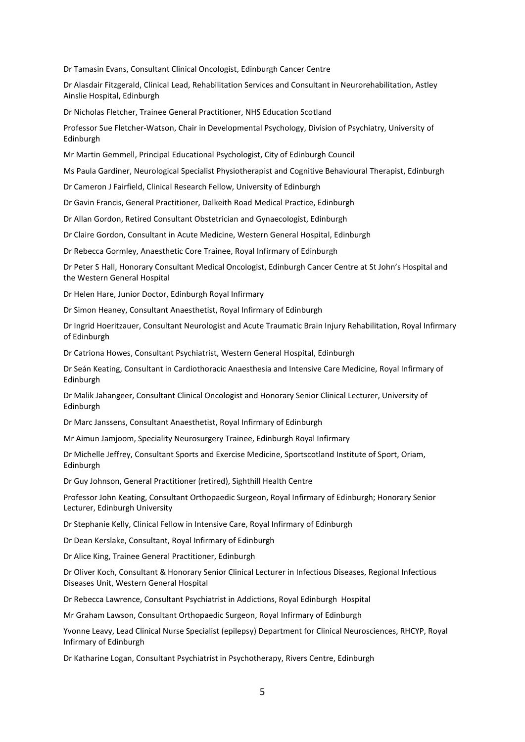Dr Tamasin Evans, Consultant Clinical Oncologist, Edinburgh Cancer Centre

Dr Alasdair Fitzgerald, Clinical Lead, Rehabilitation Services and Consultant in Neurorehabilitation, Astley Ainslie Hospital, Edinburgh

Dr Nicholas Fletcher, Trainee General Practitioner, NHS Education Scotland

Professor Sue Fletcher-Watson, Chair in Developmental Psychology, Division of Psychiatry, University of Edinburgh

Mr Martin Gemmell, Principal Educational Psychologist, City of Edinburgh Council

Ms Paula Gardiner, Neurological Specialist Physiotherapist and Cognitive Behavioural Therapist, Edinburgh

Dr Cameron J Fairfield, Clinical Research Fellow, University of Edinburgh

Dr Gavin Francis, General Practitioner, Dalkeith Road Medical Practice, Edinburgh

Dr Allan Gordon, Retired Consultant Obstetrician and Gynaecologist, Edinburgh

Dr Claire Gordon, Consultant in Acute Medicine, Western General Hospital, Edinburgh

Dr Rebecca Gormley, Anaesthetic Core Trainee, Royal Infirmary of Edinburgh

Dr Peter S Hall, Honorary Consultant Medical Oncologist, Edinburgh Cancer Centre at St John's Hospital and the Western General Hospital

Dr Helen Hare, Junior Doctor, Edinburgh Royal Infirmary

Dr Simon Heaney, Consultant Anaesthetist, Royal Infirmary of Edinburgh

Dr Ingrid Hoeritzauer, Consultant Neurologist and Acute Traumatic Brain Injury Rehabilitation, Royal Infirmary of Edinburgh

Dr Catriona Howes, Consultant Psychiatrist, Western General Hospital, Edinburgh

Dr Seán Keating, Consultant in Cardiothoracic Anaesthesia and Intensive Care Medicine, Royal Infirmary of Edinburgh

Dr Malik Jahangeer, Consultant Clinical Oncologist and Honorary Senior Clinical Lecturer, University of Edinburgh

Dr Marc Janssens, Consultant Anaesthetist, Royal Infirmary of Edinburgh

Mr Aimun Jamjoom, Speciality Neurosurgery Trainee, Edinburgh Royal Infirmary

Dr Michelle Jeffrey, Consultant Sports and Exercise Medicine, Sportscotland Institute of Sport, Oriam, Edinburgh

Dr Guy Johnson, General Practitioner (retired), Sighthill Health Centre

Professor John Keating, Consultant Orthopaedic Surgeon, Royal Infirmary of Edinburgh; Honorary Senior Lecturer, Edinburgh University

Dr Stephanie Kelly, Clinical Fellow in Intensive Care, Royal Infirmary of Edinburgh

Dr Dean Kerslake, Consultant, Royal Infirmary of Edinburgh

Dr Alice King, Trainee General Practitioner, Edinburgh

Dr Oliver Koch, Consultant & Honorary Senior Clinical Lecturer in Infectious Diseases, Regional Infectious Diseases Unit, Western General Hospital

Dr Rebecca Lawrence, Consultant Psychiatrist in Addictions, Royal Edinburgh Hospital

Mr Graham Lawson, Consultant Orthopaedic Surgeon, Royal Infirmary of Edinburgh

Yvonne Leavy, Lead Clinical Nurse Specialist (epilepsy) Department for Clinical Neurosciences, RHCYP, Royal Infirmary of Edinburgh

Dr Katharine Logan, Consultant Psychiatrist in Psychotherapy, Rivers Centre, Edinburgh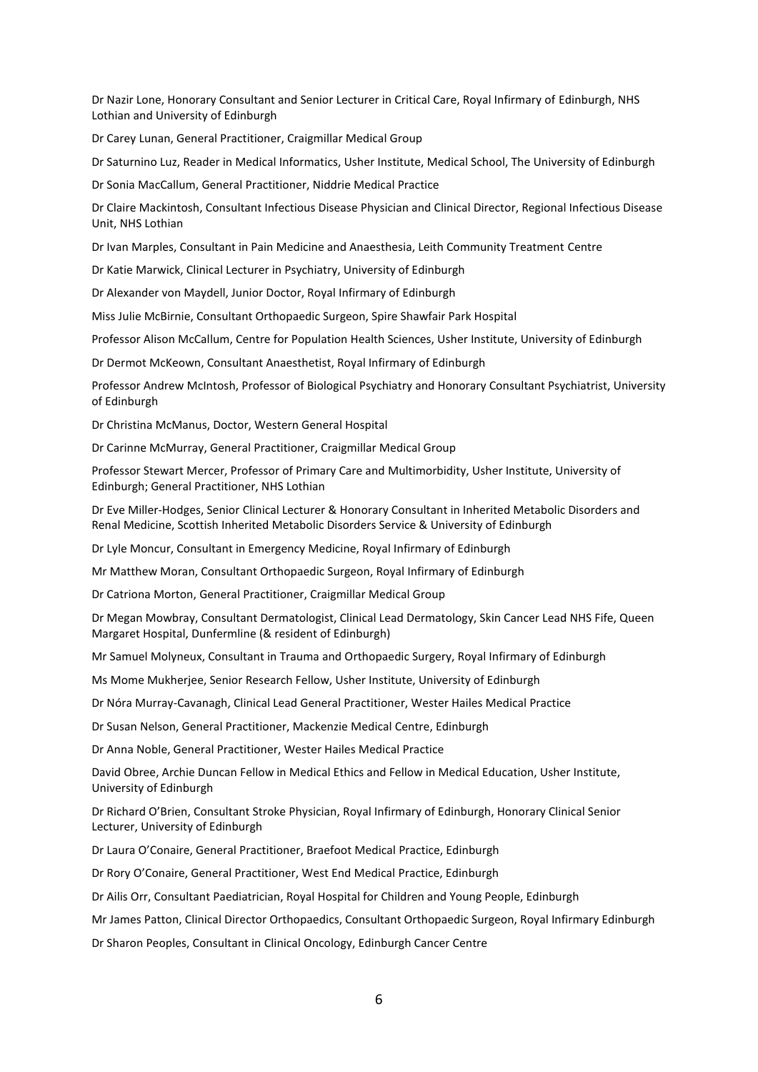Dr Nazir Lone, Honorary Consultant and Senior Lecturer in Critical Care, Royal Infirmary of Edinburgh, NHS Lothian and University of Edinburgh

Dr Carey Lunan, General Practitioner, Craigmillar Medical Group

Dr Saturnino Luz, Reader in Medical Informatics, Usher Institute, Medical School, The University of Edinburgh

Dr Sonia MacCallum, General Practitioner, Niddrie Medical Practice

Dr Claire Mackintosh, Consultant Infectious Disease Physician and Clinical Director, Regional Infectious Disease Unit, NHS Lothian

Dr Ivan Marples, Consultant in Pain Medicine and Anaesthesia, Leith Community Treatment Centre

Dr Katie Marwick, Clinical Lecturer in Psychiatry, University of Edinburgh

Dr Alexander von Maydell, Junior Doctor, Royal Infirmary of Edinburgh

Miss Julie McBirnie, Consultant Orthopaedic Surgeon, Spire Shawfair Park Hospital

Professor Alison McCallum, Centre for Population Health Sciences, Usher Institute, University of Edinburgh

Dr Dermot McKeown, Consultant Anaesthetist, Royal Infirmary of Edinburgh

Professor Andrew McIntosh, Professor of Biological Psychiatry and Honorary Consultant Psychiatrist, University of Edinburgh

Dr Christina McManus, Doctor, Western General Hospital

Dr Carinne McMurray, General Practitioner, Craigmillar Medical Group

Professor Stewart Mercer, Professor of Primary Care and Multimorbidity, Usher Institute, University of Edinburgh; General Practitioner, NHS Lothian

Dr Eve Miller-Hodges, Senior Clinical Lecturer & Honorary Consultant in Inherited Metabolic Disorders and Renal Medicine, Scottish Inherited Metabolic Disorders Service & University of Edinburgh

Dr Lyle Moncur, Consultant in Emergency Medicine, Royal Infirmary of Edinburgh

Mr Matthew Moran, Consultant Orthopaedic Surgeon, Royal Infirmary of Edinburgh

Dr Catriona Morton, General Practitioner, Craigmillar Medical Group

Dr Megan Mowbray, Consultant Dermatologist, Clinical Lead Dermatology, Skin Cancer Lead NHS Fife, Queen Margaret Hospital, Dunfermline (& resident of Edinburgh)

Mr Samuel Molyneux, Consultant in Trauma and Orthopaedic Surgery, Royal Infirmary of Edinburgh

Ms Mome Mukherjee, Senior Research Fellow, Usher Institute, University of Edinburgh

Dr Nóra Murray-Cavanagh, Clinical Lead General Practitioner, Wester Hailes Medical Practice

Dr Susan Nelson, General Practitioner, Mackenzie Medical Centre, Edinburgh

Dr Anna Noble, General Practitioner, Wester Hailes Medical Practice

David Obree, Archie Duncan Fellow in Medical Ethics and Fellow in Medical Education, Usher Institute, University of Edinburgh

Dr Richard O'Brien, Consultant Stroke Physician, Royal Infirmary of Edinburgh, Honorary Clinical Senior Lecturer, University of Edinburgh

Dr Laura O'Conaire, General Practitioner, Braefoot Medical Practice, Edinburgh

Dr Rory O'Conaire, General Practitioner, West End Medical Practice, Edinburgh

Dr Ailis Orr, Consultant Paediatrician, Royal Hospital for Children and Young People, Edinburgh

Mr James Patton, Clinical Director Orthopaedics, Consultant Orthopaedic Surgeon, Royal Infirmary Edinburgh

Dr Sharon Peoples, Consultant in Clinical Oncology, Edinburgh Cancer Centre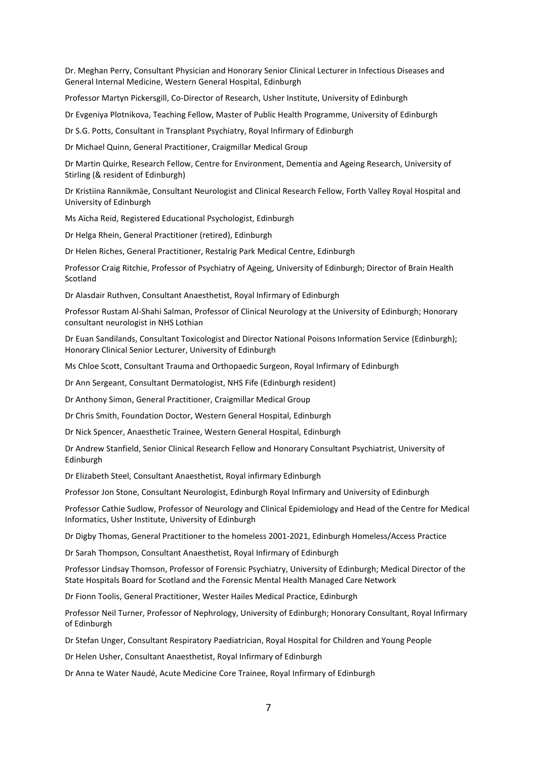Dr. Meghan Perry, Consultant Physician and Honorary Senior Clinical Lecturer in Infectious Diseases and General Internal Medicine, Western General Hospital, Edinburgh

Professor Martyn Pickersgill, Co-Director of Research, Usher Institute, University of Edinburgh

Dr Evgeniya Plotnikova, Teaching Fellow, Master of Public Health Programme, University of Edinburgh

Dr S.G. Potts, Consultant in Transplant Psychiatry, Royal Infirmary of Edinburgh

Dr Michael Quinn, General Practitioner, Craigmillar Medical Group

Dr Martin Quirke, Research Fellow, Centre for Environment, Dementia and Ageing Research, University of Stirling (& resident of Edinburgh)

Dr Kristiina Rannikmäe, Consultant Neurologist and Clinical Research Fellow, Forth Valley Royal Hospital and University of Edinburgh

Ms Aïcha Reid, Registered Educational Psychologist, Edinburgh

Dr Helga Rhein, General Practitioner (retired), Edinburgh

Dr Helen Riches, General Practitioner, Restalrig Park Medical Centre, Edinburgh

Professor Craig Ritchie, Professor of Psychiatry of Ageing, University of Edinburgh; Director of Brain Health Scotland

Dr Alasdair Ruthven, Consultant Anaesthetist, Royal Infirmary of Edinburgh

Professor Rustam Al-Shahi Salman, Professor of Clinical Neurology at the University of Edinburgh; Honorary consultant neurologist in NHS Lothian

Dr Euan Sandilands, Consultant Toxicologist and Director National Poisons Information Service (Edinburgh); Honorary Clinical Senior Lecturer, University of Edinburgh

Ms Chloe Scott, Consultant Trauma and Orthopaedic Surgeon, Royal Infirmary of Edinburgh

Dr Ann Sergeant, Consultant Dermatologist, NHS Fife (Edinburgh resident)

Dr Anthony Simon, General Practitioner, Craigmillar Medical Group

Dr Chris Smith, Foundation Doctor, Western General Hospital, Edinburgh

Dr Nick Spencer, Anaesthetic Trainee, Western General Hospital, Edinburgh

Dr Andrew Stanfield, Senior Clinical Research Fellow and Honorary Consultant Psychiatrist, University of Edinburgh

Dr Elizabeth Steel, Consultant Anaesthetist, Royal infirmary Edinburgh

Professor Jon Stone, Consultant Neurologist, Edinburgh Royal Infirmary and University of Edinburgh

Professor Cathie Sudlow, Professor of Neurology and Clinical Epidemiology and Head of the Centre for Medical Informatics, Usher Institute, University of Edinburgh

Dr Digby Thomas, General Practitioner to the homeless 2001-2021, Edinburgh Homeless/Access Practice

Dr Sarah Thompson, Consultant Anaesthetist, Royal Infirmary of Edinburgh

Professor Lindsay Thomson, Professor of Forensic Psychiatry, University of Edinburgh; Medical Director of the State Hospitals Board for Scotland and the Forensic Mental Health Managed Care Network

Dr Fionn Toolis, General Practitioner, Wester Hailes Medical Practice, Edinburgh

Professor Neil Turner, Professor of Nephrology, University of Edinburgh; Honorary Consultant, Royal Infirmary of Edinburgh

Dr Stefan Unger, Consultant Respiratory Paediatrician, Royal Hospital for Children and Young People

Dr Helen Usher, Consultant Anaesthetist, Royal Infirmary of Edinburgh

Dr Anna te Water Naudé, Acute Medicine Core Trainee, Royal Infirmary of Edinburgh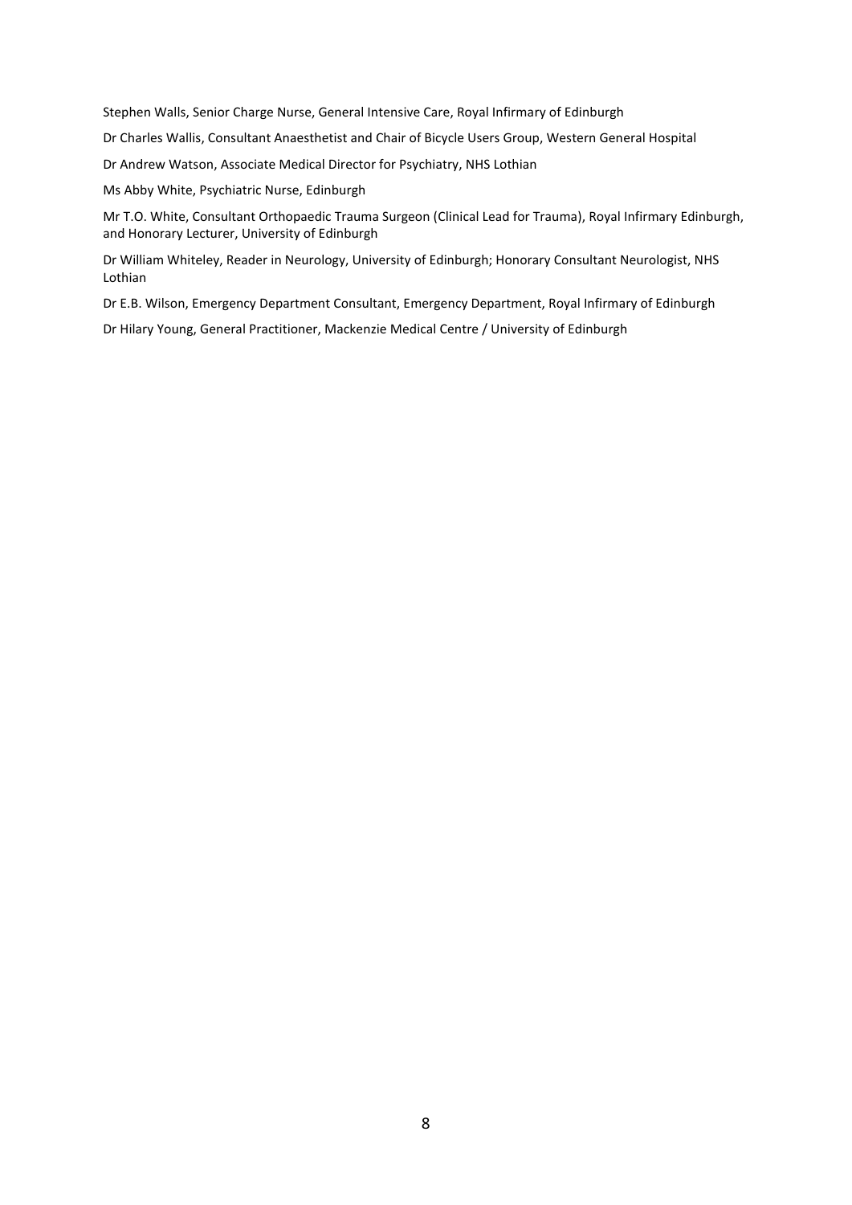Stephen Walls, Senior Charge Nurse, General Intensive Care, Royal Infirmary of Edinburgh

Dr Charles Wallis, Consultant Anaesthetist and Chair of Bicycle Users Group, Western General Hospital

Dr Andrew Watson, Associate Medical Director for Psychiatry, NHS Lothian

Ms Abby White, Psychiatric Nurse, Edinburgh

Mr T.O. White, Consultant Orthopaedic Trauma Surgeon (Clinical Lead for Trauma), Royal Infirmary Edinburgh, and Honorary Lecturer, University of Edinburgh

Dr William Whiteley, Reader in Neurology, University of Edinburgh; Honorary Consultant Neurologist, NHS Lothian

Dr E.B. Wilson, Emergency Department Consultant, Emergency Department, Royal Infirmary of Edinburgh

Dr Hilary Young, General Practitioner, Mackenzie Medical Centre / University of Edinburgh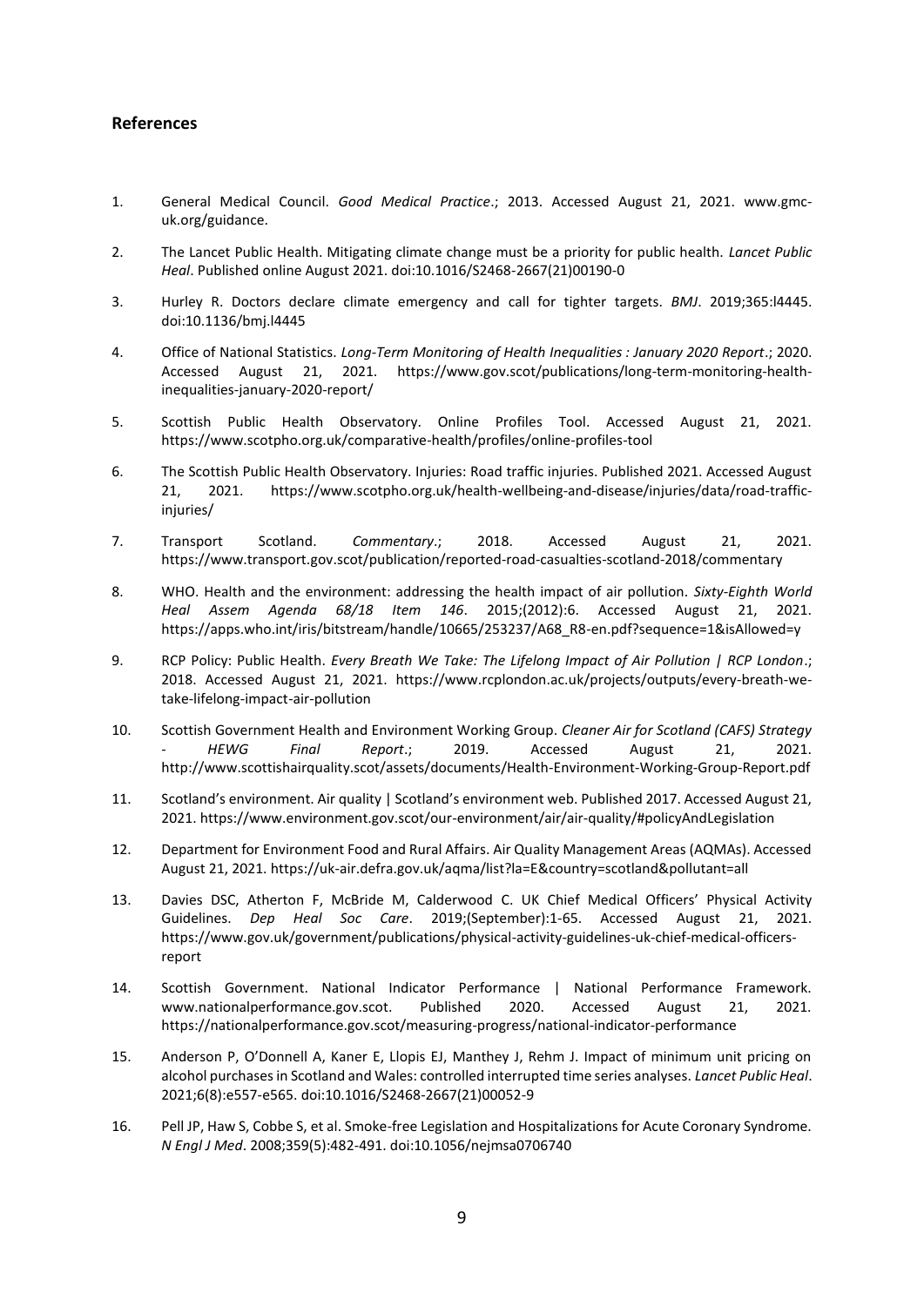## References

1. General Medical Council. *Good Medical Practice*.; 2013. Accessed August 21, 2021. www.gmc-uk.org/guidance.
2. The Lancet Public Health. Mitigating climate change must be a priority for public health. *Lancet Public Heal*. Published online August 2021. doi:10.1016/S2468-2667(21)00190-0
3. Hurley R. Doctors declare climate emergency and call for tighter targets. *BMJ*. 2019;365:l4445. doi:10.1136/bmj.l4445
4. Office of National Statistics. *Long-Term Monitoring of Health Inequalities : January 2020 Report*.; 2020. Accessed August 21, 2021. https://www.gov.scot/publications/long-term-monitoring-health-inequalities-january-2020-report/
5. Scottish Public Health Observatory. Online Profiles Tool. Accessed August 21, 2021. https://www.scotpho.org.uk/comparative-health/profiles/online-profiles-tool
6. The Scottish Public Health Observatory. Injuries: Road traffic injuries. Published 2021. Accessed August 21, 2021. https://www.scotpho.org.uk/health-wellbeing-and-disease/injuries/data/road-traffic-injuries/
7. Transport Scotland. *Commentary*.; 2018. Accessed August 21, 2021. https://www.transport.gov.scot/publication/reported-road-casualties-scotland-2018/commentary
8. WHO. Health and the environment: addressing the health impact of air pollution. *Sixty-Eighth World Heal Assem Agenda 68/18 Item 146*. 2015;(2012):6. Accessed August 21, 2021. https://apps.who.int/iris/bitstream/handle/10665/253237/A68_R8-en.pdf?sequence=1&isAllowed=y
9. RCP Policy: Public Health. *Every Breath We Take: The Lifelong Impact of Air Pollution | RCP London*.; 2018. Accessed August 21, 2021. https://www.rcplondon.ac.uk/projects/outputs/every-breath-we-take-lifelong-impact-air-pollution
10. Scottish Government Health and Environment Working Group. *Cleaner Air for Scotland (CAFS) Strategy - HEWG Final Report*.; 2019. Accessed August 21, 2021. http://www.scottishairquality.scot/assets/documents/Health-Environment-Working-Group-Report.pdf
11. Scotland's environment. Air quality | Scotland's environment web. Published 2017. Accessed August 21, 2021. https://www.environment.gov.scot/our-environment/air/air-quality/#policyAndLegislation
12. Department for Environment Food and Rural Affairs. Air Quality Management Areas (AQMAs). Accessed August 21, 2021. https://uk-air.defra.gov.uk/aqma/list?la=E&country=scotland&pollutant=all
13. Davies DSC, Atherton F, McBride M, Calderwood C. UK Chief Medical Officers' Physical Activity Guidelines. *Dep Heal Soc Care*. 2019;(September):1-65. Accessed August 21, 2021. https://www.gov.uk/government/publications/physical-activity-guidelines-uk-chief-medical-officers-report
14. Scottish Government. National Indicator Performance | National Performance Framework. www.nationalperformance.gov.scot. Published 2020. Accessed August 21, 2021. https://nationalperformance.gov.scot/measuring-progress/national-indicator-performance
15. Anderson P, O'Donnell A, Kaner E, Llopis EJ, Manthey J, Rehm J. Impact of minimum unit pricing on alcohol purchases in Scotland and Wales: controlled interrupted time series analyses. *Lancet Public Heal*. 2021;6(8):e557-e565. doi:10.1016/S2468-2667(21)00052-9
16. Pell JP, Haw S, Cobbe S, et al. Smoke-free Legislation and Hospitalizations for Acute Coronary Syndrome. *N Engl J Med*. 2008;359(5):482-491. doi:10.1056/nejmsa0706740